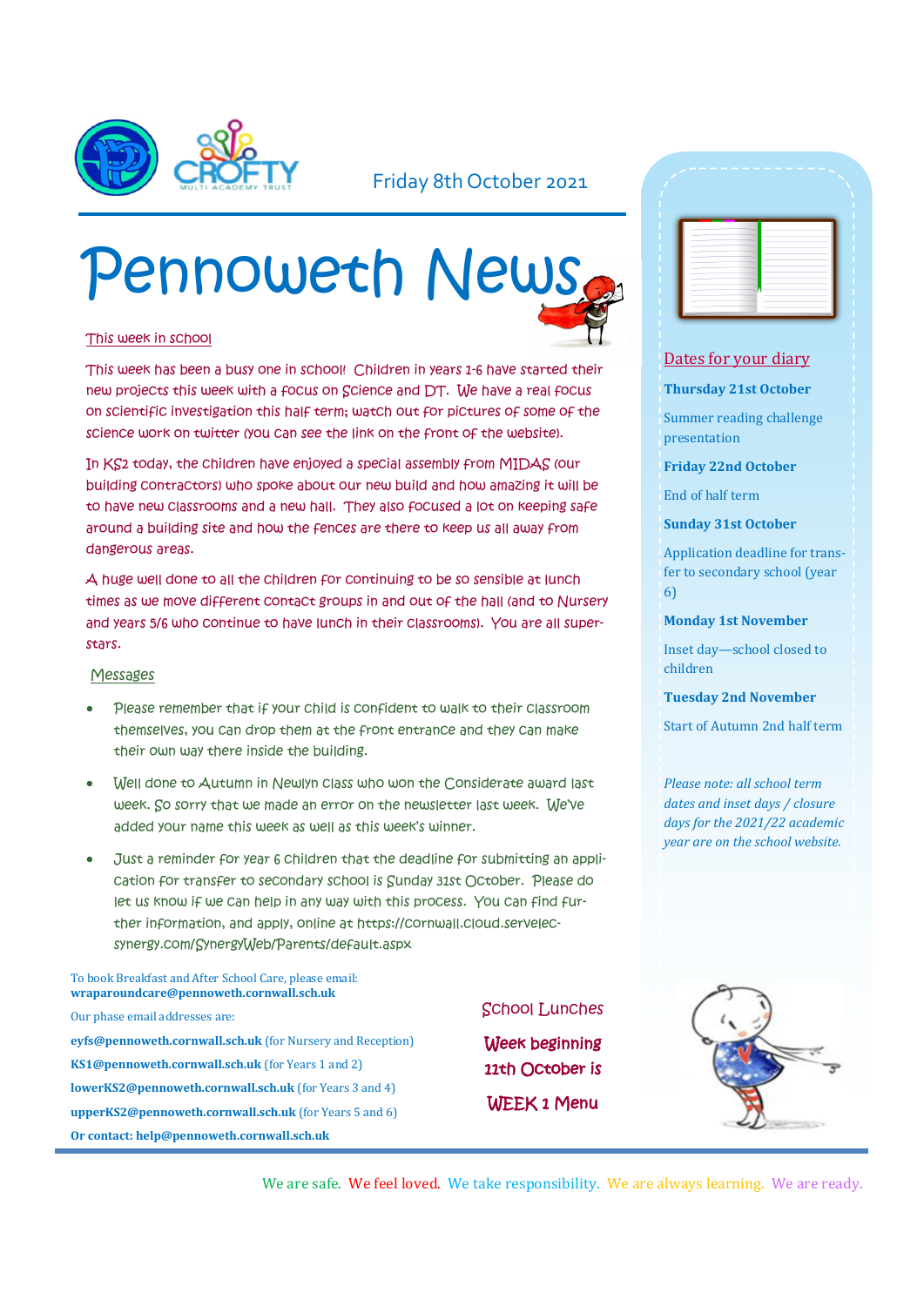Friday 8th October 2021

# Pennoweth News

## This week in school

This week has been a busy one in school! Children in years 1-6 have started their new projects this week with a focus on Science and DT. We have a real focus on scientific investigation this half term; watch out for pictures of some of the science work on twitter (you can see the link on the front of the website).

In KS2 today, the children have enjoyed a special assembly from MIDAS (our building contractors) who spoke about our new build and how amazing it will be to have new classrooms and a new hall. They also focused a lot on keeping safe around a building site and how the fences are there to keep us all away from dangerous areas.

A huge well done to all the children for continuing to be so sensible at lunch times as we move different contact groups in and out of the hall (and to Nursery and years 5/6 who continue to have lunch in their classrooms). You are all super-stars.

## Messages

- Please remember that if your child is confident to walk to their classroom themselves, you can drop them at the front entrance and they can make their own way there inside the building.
- Well done to Autumn in Newlyn class who won the Considerate award last week. So sorry that we made an error on the newsletter last week. We've added your name this week as well as this week's winner.
- Just a reminder for year 6 children that the deadline for submitting an application for transfer to secondary school is Sunday 31st October. Please do let us know if we can help in any way with this process. You can find further information, and apply, online at https://cornwall.cloud.servelec-synergy.com/SynergyWeb/Parents/default.aspx

## Dates for your diary

**Thursday 21st October**

Summer reading challenge presentation

**Friday 22nd October**

End of half term

**Sunday 31st October**

Application deadline for transfer to secondary school (year 6)

**Monday 1st November**

Inset day—school closed to children

**Tuesday 2nd November**

Start of Autumn 2nd half term

*Please note: all school term dates and inset days / closure days for the 2021/22 academic year are on the school website.*

To book Breakfast and After School Care, please email: **wraparoundcare@pennoweth.cornwall.sch.uk**

Our phase email addresses are:

**eyfs@pennoweth.cornwall.sch.uk** (for Nursery and Reception)

**KS1@pennoweth.cornwall.sch.uk** (for Years 1 and 2)

**lowerKS2@pennoweth.cornwall.sch.uk** (for Years 3 and 4)

**upperKS2@pennoweth.cornwall.sch.uk** (for Years 5 and 6)

**Or contact: help@pennoweth.cornwall.sch.uk**

## School Lunches

**Week beginning 11th October is WEEK 1 Menu**

We are safe. We feel loved. We take responsibility. We are always learning. We are ready.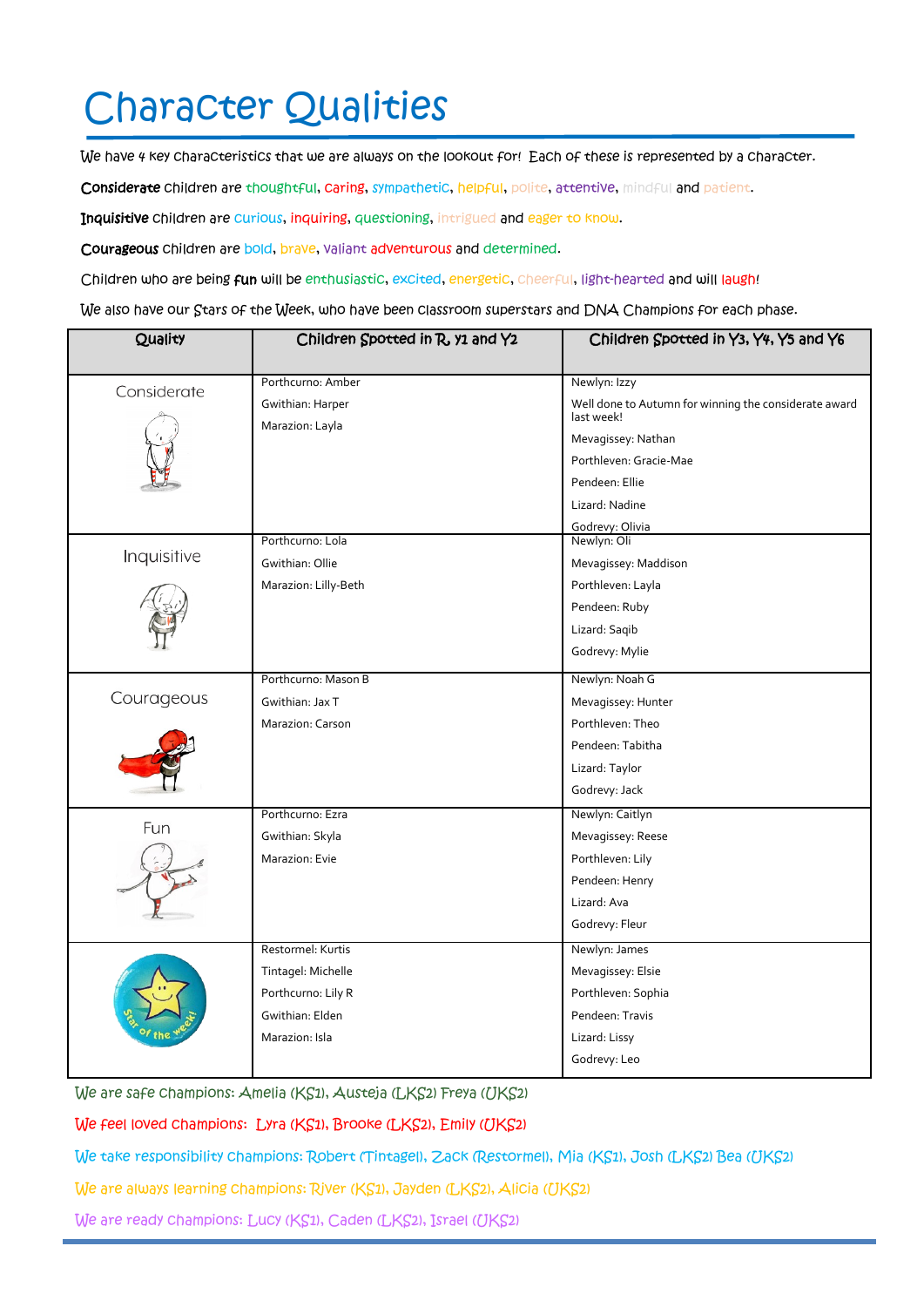# Character Qualities

We have 4 key characteristics that we are always on the lookout for! Each of these is represented by a character.

**Considerate** children are thoughtful, caring, sympathetic, helpful, polite, attentive, mindful and patient.

**Inquisitive** children are curious, inquiring, questioning, intrigued and eager to know.

**Courageous** children are bold, brave, valiant adventurous and determined.

Children who are being **fun** will be enthusiastic, excited, energetic, cheerful, light-hearted and will laugh!

We also have our Stars of the Week, who have been classroom superstars and DNA Champions for each phase.

| Quality | Children Spotted in R, Y1 and Y2 | Children Spotted in Y3, Y4, Y5 and Y6 |
|---|---|---|
| Considerate | Porthcurno: Amber<br>Gwithian: Harper<br>Marazion: Layla | Newlyn: Izzy<br>Well done to Autumn for winning the considerate award last week!<br>Mevagissey: Nathan<br>Porthleven: Gracie-Mae<br>Pendeen: Ellie<br>Lizard: Nadine<br>Godrevy: Olivia |
| Inquisitive | Porthcurno: Lola<br>Gwithian: Ollie<br>Marazion: Lilly-Beth | Newlyn: Oli<br>Mevagissey: Maddison<br>Porthleven: Layla<br>Pendeen: Ruby<br>Lizard: Saqib<br>Godrevy: Mylie |
| Courageous | Porthcurno: Mason B<br>Gwithian: Jax T<br>Marazion: Carson | Newlyn: Noah G<br>Mevagissey: Hunter<br>Porthleven: Theo<br>Pendeen: Tabitha<br>Lizard: Taylor<br>Godrevy: Jack |
| Fun | Porthcurno: Ezra<br>Gwithian: Skyla<br>Marazion: Evie | Newlyn: Caitlyn<br>Mevagissey: Reese<br>Porthleven: Lily<br>Pendeen: Henry<br>Lizard: Ava<br>Godrevy: Fleur |
| Star of the week! | Restormel: Kurtis<br>Tintagel: Michelle<br>Porthcurno: Lily R<br>Gwithian: Elden<br>Marazion: Isla | Newlyn: James<br>Mevagissey: Elsie<br>Porthleven: Sophia<br>Pendeen: Travis<br>Lizard: Lissy<br>Godrevy: Leo |

We are safe champions: Amelia (KS1), Austeja (LKS2) Freya (UKS2)

We feel loved champions: Lyra (KS1), Brooke (LKS2), Emily (UKS2)

We take responsibility champions: Robert (Tintagel), Zack (Restormel), Mia (KS1), Josh (LKS2) Bea (UKS2)

We are always learning champions: River (KS1), Jayden (LKS2), Alicia (UKS2)

We are ready champions: Lucy (KS1), Caden (LKS2), Israel (UKS2)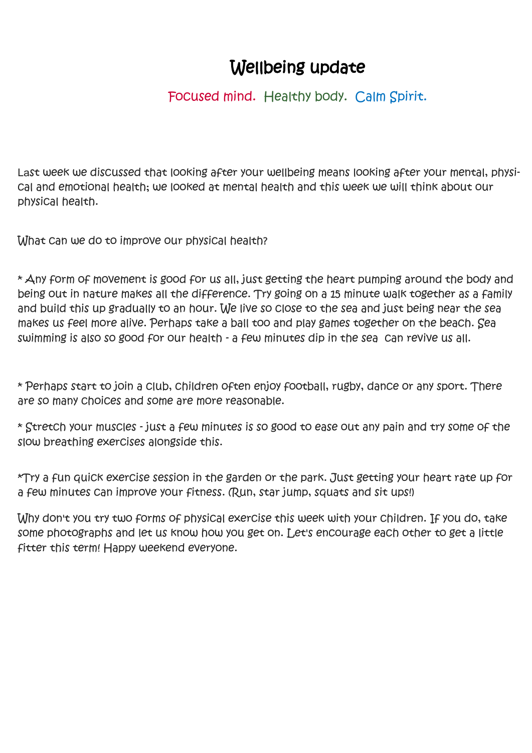# Wellbeing update

Focused mind. Healthy body. Calm Spirit.

Last week we discussed that looking after your wellbeing means looking after your mental, physical and emotional health; we looked at mental health and this week we will think about our physical health.

What can we do to improve our physical health?

* Any form of movement is good for us all, just getting the heart pumping around the body and being out in nature makes all the difference. Try going on a 15 minute walk together as a family and build this up gradually to an hour. We live so close to the sea and just being near the sea makes us feel more alive. Perhaps take a ball too and play games together on the beach. Sea swimming is also so good for our health - a few minutes dip in the sea can revive us all.

* Perhaps start to join a club, children often enjoy football, rugby, dance or any sport. There are so many choices and some are more reasonable.

* Stretch your muscles - just a few minutes is so good to ease out any pain and try some of the slow breathing exercises alongside this.

*Try a fun quick exercise session in the garden or the park. Just getting your heart rate up for a few minutes can improve your fitness. (Run, star jump, squats and sit ups!)

Why don't you try two forms of physical exercise this week with your children. If you do, take some photographs and let us know how you get on. Let's encourage each other to get a little fitter this term! Happy weekend everyone.